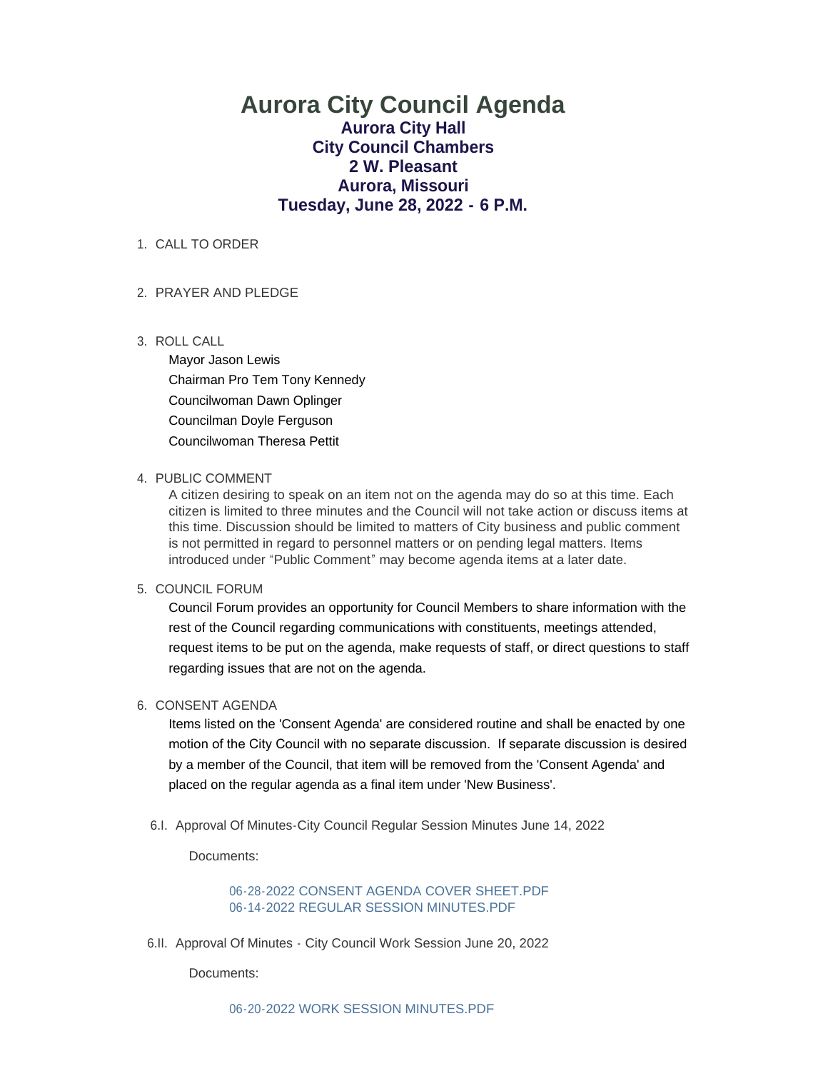# Aurora City Council Agenda

## Aurora City Hall
## City Council Chambers
## 2 W. Pleasant
## Aurora, Missouri
## Tuesday, June 28, 2022 - 6 P.M.

1. CALL TO ORDER

2. PRAYER AND PLEDGE

3. ROLL CALL

   Mayor Jason Lewis

   Chairman Pro Tem Tony Kennedy

   Councilwoman Dawn Oplinger

   Councilman Doyle Ferguson

   Councilwoman Theresa Pettit

4. PUBLIC COMMENT

   A citizen desiring to speak on an item not on the agenda may do so at this time. Each citizen is limited to three minutes and the Council will not take action or discuss items at this time. Discussion should be limited to matters of City business and public comment is not permitted in regard to personnel matters or on pending legal matters. Items introduced under "Public Comment" may become agenda items at a later date.

5. COUNCIL FORUM

   Council Forum provides an opportunity for Council Members to share information with the rest of the Council regarding communications with constituents, meetings attended, request items to be put on the agenda, make requests of staff, or direct questions to staff regarding issues that are not on the agenda.

6. CONSENT AGENDA

   Items listed on the 'Consent Agenda' are considered routine and shall be enacted by one motion of the City Council with no separate discussion. If separate discussion is desired by a member of the Council, that item will be removed from the 'Consent Agenda' and placed on the regular agenda as a final item under 'New Business'.

   6.I. Approval Of Minutes-City Council Regular Session Minutes June 14, 2022

   Documents:

   06-28-2022 CONSENT AGENDA COVER SHEET.PDF
   06-14-2022 REGULAR SESSION MINUTES.PDF

   6.II. Approval Of Minutes - City Council Work Session June 20, 2022

   Documents:

   06-20-2022 WORK SESSION MINUTES.PDF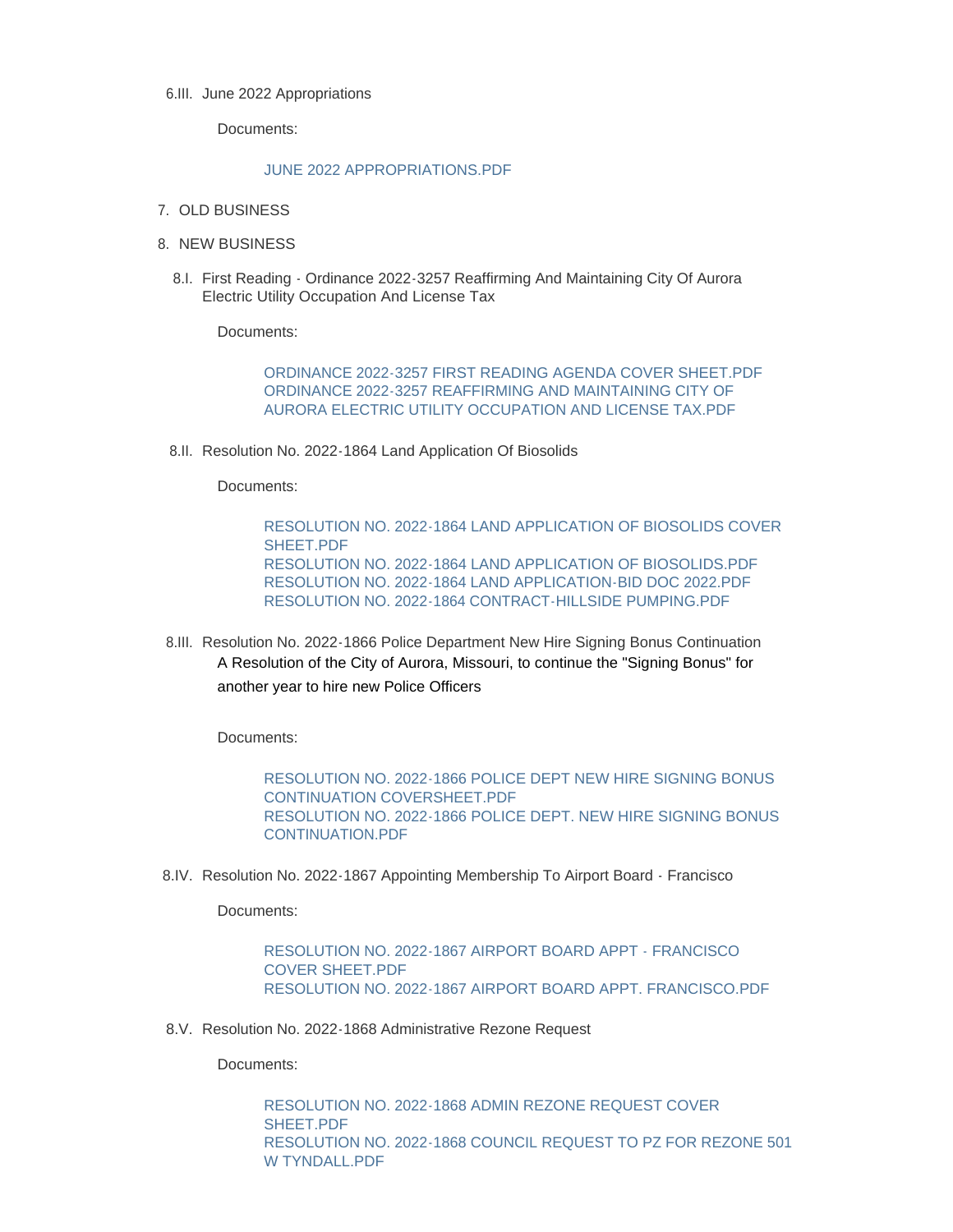6.III. June 2022 Appropriations

Documents:

JUNE 2022 APPROPRIATIONS.PDF

7. OLD BUSINESS

8. NEW BUSINESS

8.I. First Reading - Ordinance 2022-3257 Reaffirming And Maintaining City Of Aurora Electric Utility Occupation And License Tax

Documents:

ORDINANCE 2022-3257 FIRST READING AGENDA COVER SHEET.PDF
ORDINANCE 2022-3257 REAFFIRMING AND MAINTAINING CITY OF AURORA ELECTRIC UTILITY OCCUPATION AND LICENSE TAX.PDF

8.II. Resolution No. 2022-1864 Land Application Of Biosolids

Documents:

RESOLUTION NO. 2022-1864 LAND APPLICATION OF BIOSOLIDS COVER SHEET.PDF
RESOLUTION NO. 2022-1864 LAND APPLICATION OF BIOSOLIDS.PDF
RESOLUTION NO. 2022-1864 LAND APPLICATION-BID DOC 2022.PDF
RESOLUTION NO. 2022-1864 CONTRACT-HILLSIDE PUMPING.PDF

8.III. Resolution No. 2022-1866 Police Department New Hire Signing Bonus Continuation

A Resolution of the City of Aurora, Missouri, to continue the "Signing Bonus" for another year to hire new Police Officers

Documents:

RESOLUTION NO. 2022-1866 POLICE DEPT NEW HIRE SIGNING BONUS CONTINUATION COVERSHEET.PDF
RESOLUTION NO. 2022-1866 POLICE DEPT. NEW HIRE SIGNING BONUS CONTINUATION.PDF

8.IV. Resolution No. 2022-1867 Appointing Membership To Airport Board - Francisco

Documents:

RESOLUTION NO. 2022-1867 AIRPORT BOARD APPT - FRANCISCO COVER SHEET.PDF
RESOLUTION NO. 2022-1867 AIRPORT BOARD APPT. FRANCISCO.PDF

8.V. Resolution No. 2022-1868 Administrative Rezone Request

Documents:

RESOLUTION NO. 2022-1868 ADMIN REZONE REQUEST COVER SHEET.PDF
RESOLUTION NO. 2022-1868 COUNCIL REQUEST TO PZ FOR REZONE 501 W TYNDALL.PDF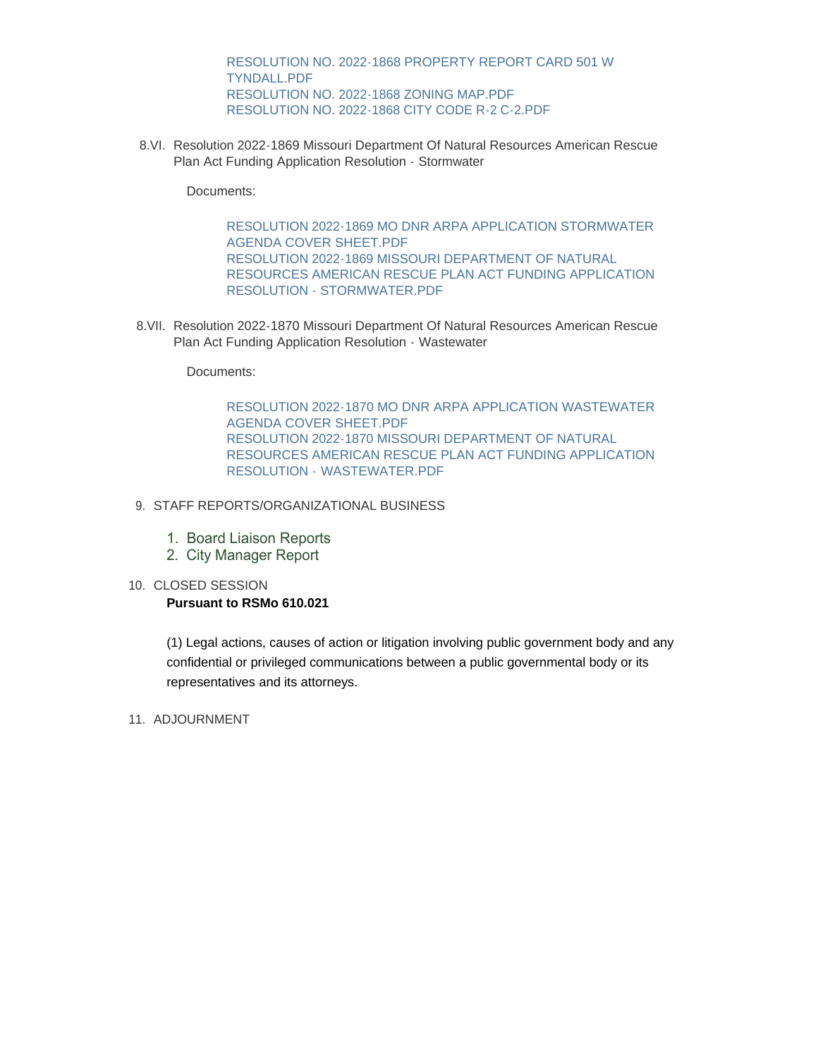RESOLUTION NO. 2022-1868 PROPERTY REPORT CARD 501 W TYNDALL.PDF
RESOLUTION NO. 2022-1868 ZONING MAP.PDF
RESOLUTION NO. 2022-1868 CITY CODE R-2 C-2.PDF

8.VI. Resolution 2022-1869 Missouri Department Of Natural Resources American Rescue Plan Act Funding Application Resolution - Stormwater

Documents:

RESOLUTION 2022-1869 MO DNR ARPA APPLICATION STORMWATER AGENDA COVER SHEET.PDF
RESOLUTION 2022-1869 MISSOURI DEPARTMENT OF NATURAL RESOURCES AMERICAN RESCUE PLAN ACT FUNDING APPLICATION RESOLUTION - STORMWATER.PDF

8.VII. Resolution 2022-1870 Missouri Department Of Natural Resources American Rescue Plan Act Funding Application Resolution - Wastewater

Documents:

RESOLUTION 2022-1870 MO DNR ARPA APPLICATION WASTEWATER AGENDA COVER SHEET.PDF
RESOLUTION 2022-1870 MISSOURI DEPARTMENT OF NATURAL RESOURCES AMERICAN RESCUE PLAN ACT FUNDING APPLICATION RESOLUTION - WASTEWATER.PDF

9. STAFF REPORTS/ORGANIZATIONAL BUSINESS

   1. Board Liaison Reports
   2. City Manager Report

10. CLOSED SESSION

**Pursuant to RSMo 610.021**

(1) Legal actions, causes of action or litigation involving public government body and any confidential or privileged communications between a public governmental body or its representatives and its attorneys.

11. ADJOURNMENT